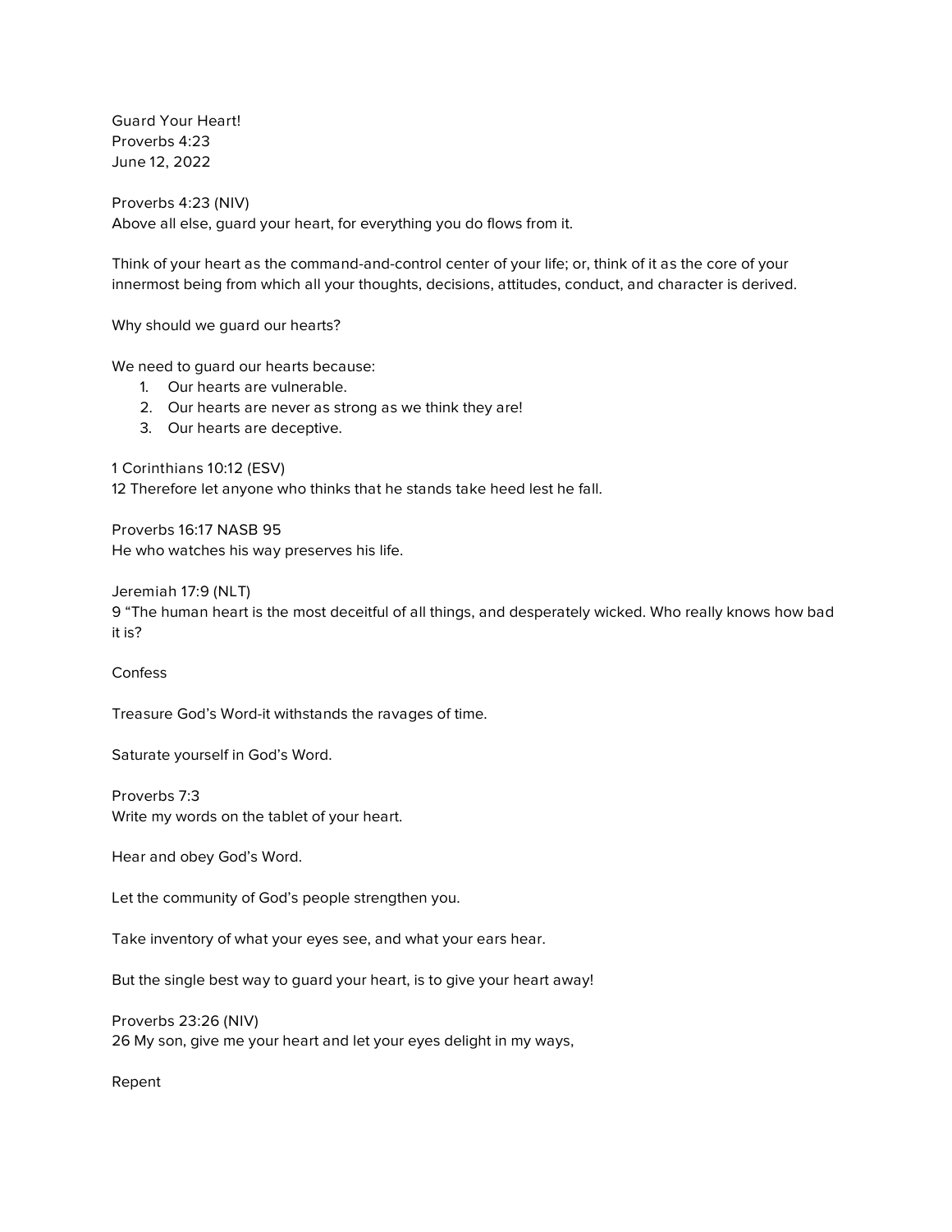Guard Your Heart!
Proverbs 4:23
June 12, 2022

Proverbs 4:23 (NIV)
Above all else, guard your heart, for everything you do flows from it.

Think of your heart as the command-and-control center of your life; or, think of it as the core of your innermost being from which all your thoughts, decisions, attitudes, conduct, and character is derived.

Why should we guard our hearts?

We need to guard our hearts because:

1. Our hearts are vulnerable.
2. Our hearts are never as strong as we think they are!
3. Our hearts are deceptive.

1 Corinthians 10:12 (ESV)
12 Therefore let anyone who thinks that he stands take heed lest he fall.

Proverbs 16:17 NASB 95
He who watches his way preserves his life.

Jeremiah 17:9 (NLT)
9 "The human heart is the most deceitful of all things, and desperately wicked. Who really knows how bad it is?

Confess

Treasure God's Word-it withstands the ravages of time.

Saturate yourself in God's Word.

Proverbs 7:3
Write my words on the tablet of your heart.

Hear and obey God's Word.

Let the community of God's people strengthen you.

Take inventory of what your eyes see, and what your ears hear.

But the single best way to guard your heart, is to give your heart away!

Proverbs 23:26 (NIV)
26 My son, give me your heart and let your eyes delight in my ways,

Repent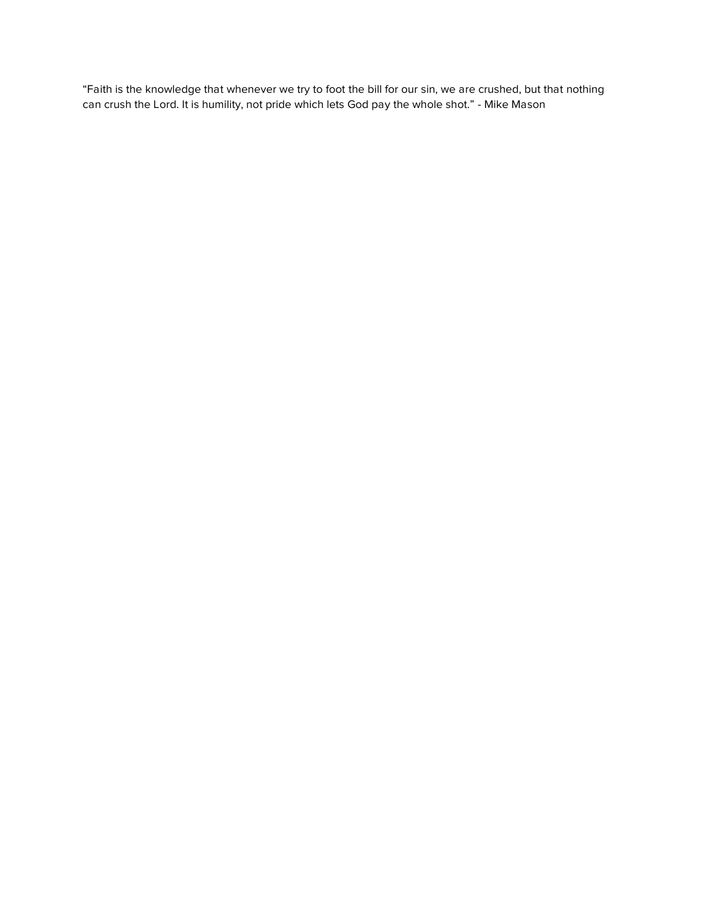"Faith is the knowledge that whenever we try to foot the bill for our sin, we are crushed, but that nothing can crush the Lord. It is humility, not pride which lets God pay the whole shot." - Mike Mason